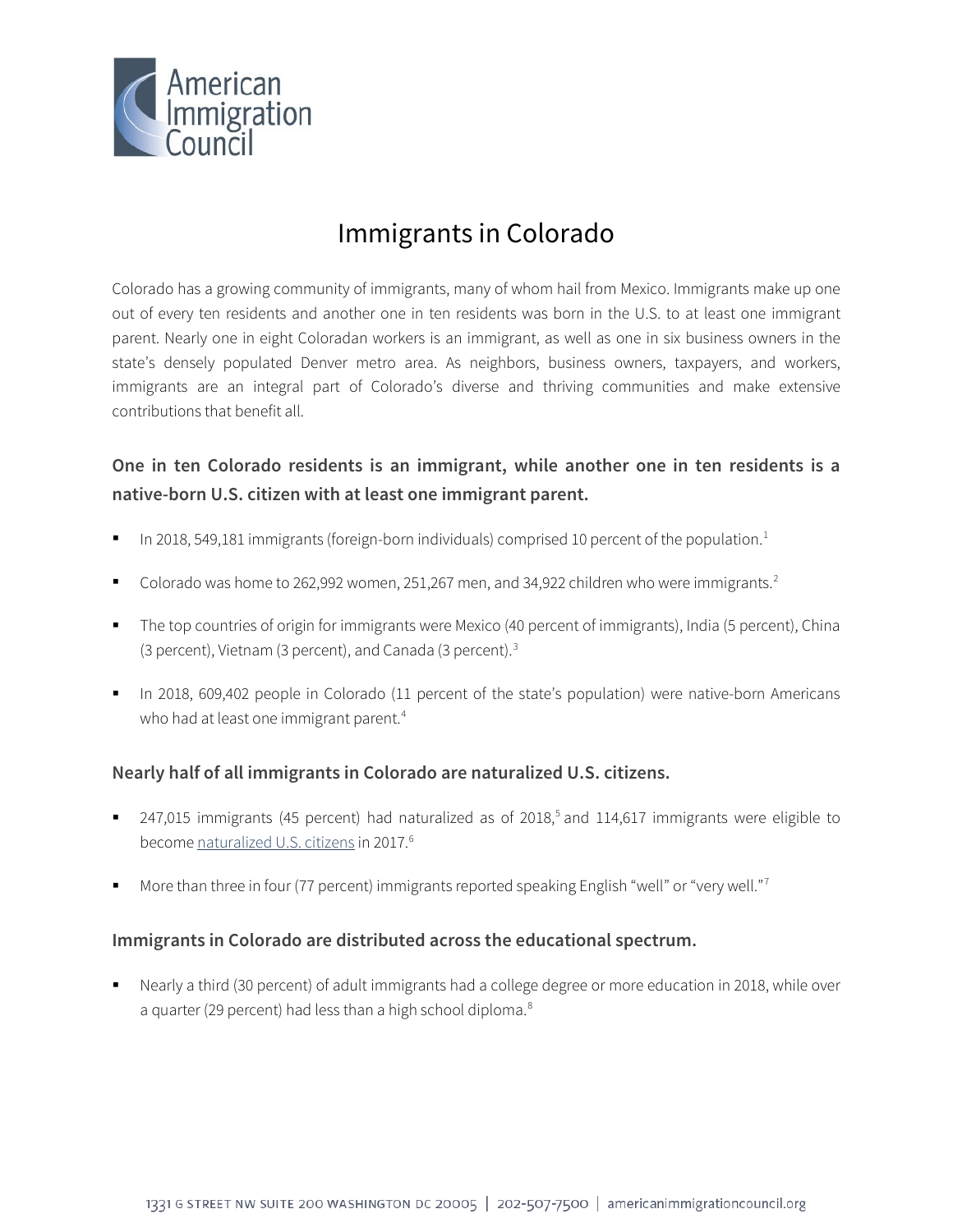American Immigration Council

# Immigrants in Colorado

Colorado has a growing community of immigrants, many of whom hail from Mexico. Immigrants make up one out of every ten residents and another one in ten residents was born in the U.S. to at least one immigrant parent. Nearly one in eight Coloradan workers is an immigrant, as well as one in six business owners in the state's densely populated Denver metro area. As neighbors, business owners, taxpayers, and workers, immigrants are an integral part of Colorado's diverse and thriving communities and make extensive contributions that benefit all.

## One in ten Colorado residents is an immigrant, while another one in ten residents is a native-born U.S. citizen with at least one immigrant parent.

- In 2018, 549,181 immigrants (foreign-born individuals) comprised 10 percent of the population.[1]
- Colorado was home to 262,992 women, 251,267 men, and 34,922 children who were immigrants.[2]
- The top countries of origin for immigrants were Mexico (40 percent of immigrants), India (5 percent), China (3 percent), Vietnam (3 percent), and Canada (3 percent).[3]
- In 2018, 609,402 people in Colorado (11 percent of the state's population) were native-born Americans who had at least one immigrant parent.[4]

## Nearly half of all immigrants in Colorado are naturalized U.S. citizens.

- 247,015 immigrants (45 percent) had naturalized as of 2018,[5] and 114,617 immigrants were eligible to become naturalized U.S. citizens in 2017.[6]
- More than three in four (77 percent) immigrants reported speaking English "well" or "very well."[7]

## Immigrants in Colorado are distributed across the educational spectrum.

- Nearly a third (30 percent) of adult immigrants had a college degree or more education in 2018, while over a quarter (29 percent) had less than a high school diploma.[8]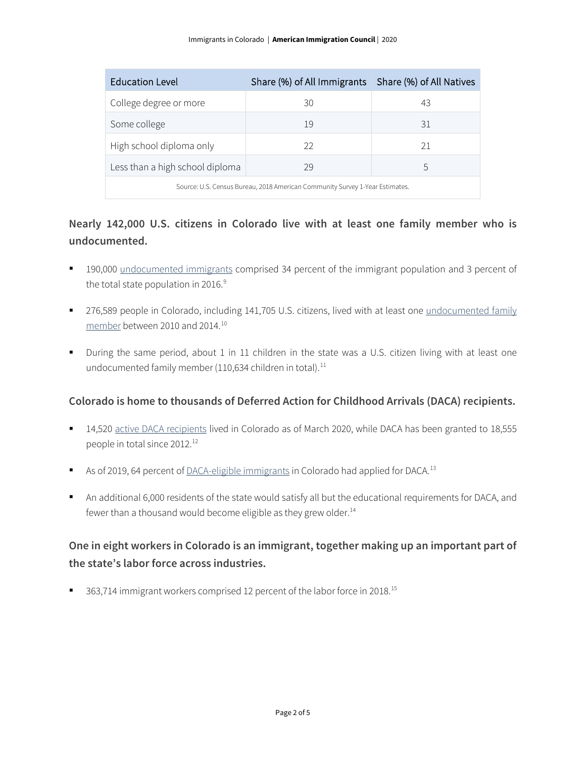| Education Level | Share (%) of All Immigrants | Share (%) of All Natives |
|---|---|---|
| College degree or more | 30 | 43 |
| Some college | 19 | 31 |
| High school diploma only | 22 | 21 |
| Less than a high school diploma | 29 | 5 |
| Source: U.S. Census Bureau, 2018 American Community Survey 1-Year Estimates. | | |

### Nearly 142,000 U.S. citizens in Colorado live with at least one family member who is undocumented.

- 190,000 undocumented immigrants comprised 34 percent of the immigrant population and 3 percent of the total state population in 2016.[9]
- 276,589 people in Colorado, including 141,705 U.S. citizens, lived with at least one undocumented family member between 2010 and 2014.[10]
- During the same period, about 1 in 11 children in the state was a U.S. citizen living with at least one undocumented family member (110,634 children in total).[11]

### Colorado is home to thousands of Deferred Action for Childhood Arrivals (DACA) recipients.

- 14,520 active DACA recipients lived in Colorado as of March 2020, while DACA has been granted to 18,555 people in total since 2012.[12]
- As of 2019, 64 percent of DACA-eligible immigrants in Colorado had applied for DACA.[13]
- An additional 6,000 residents of the state would satisfy all but the educational requirements for DACA, and fewer than a thousand would become eligible as they grew older.[14]

### One in eight workers in Colorado is an immigrant, together making up an important part of the state's labor force across industries.

- 363,714 immigrant workers comprised 12 percent of the labor force in 2018.[15]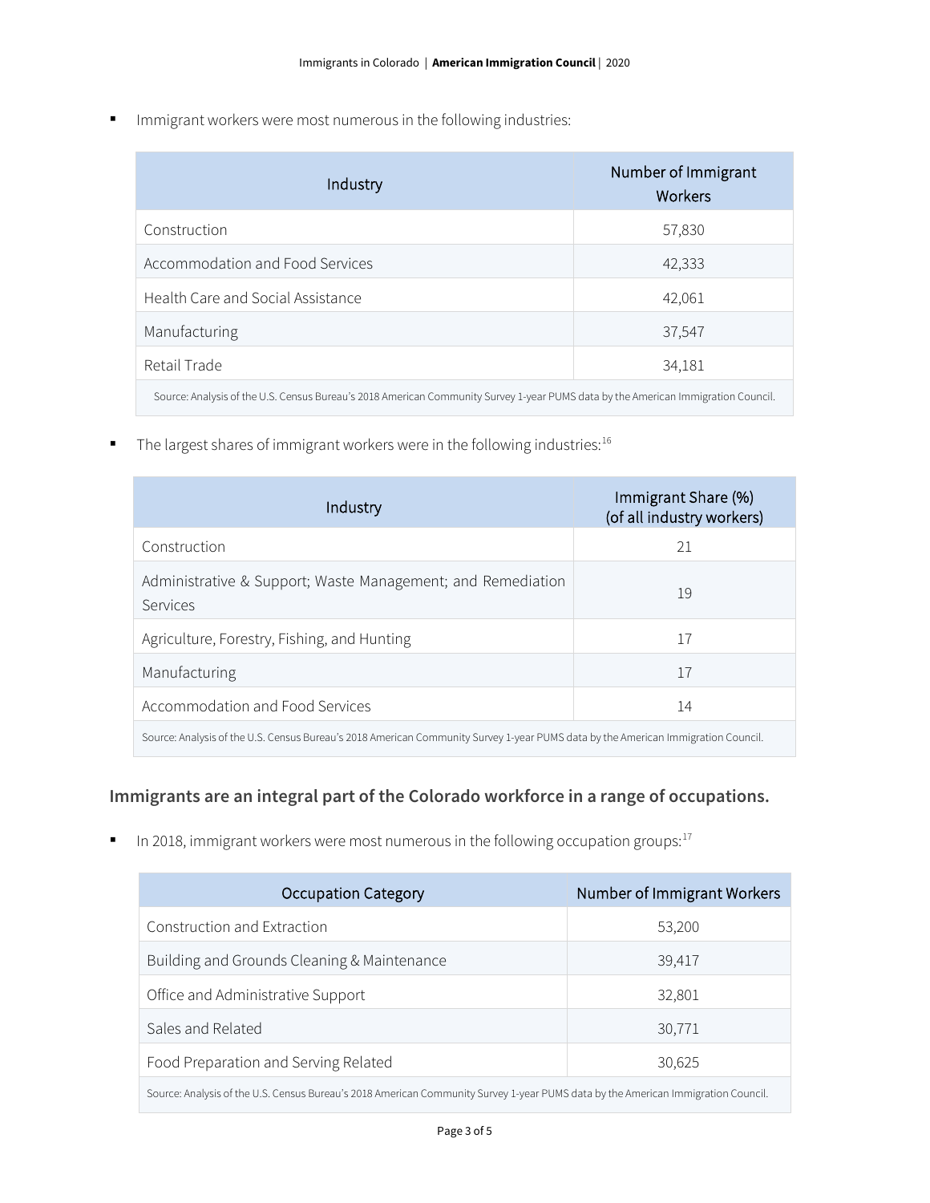- Immigrant workers were most numerous in the following industries:

| Industry | Number of Immigrant Workers |
| --- | --- |
| Construction | 57,830 |
| Accommodation and Food Services | 42,333 |
| Health Care and Social Assistance | 42,061 |
| Manufacturing | 37,547 |
| Retail Trade | 34,181 |

Source: Analysis of the U.S. Census Bureau's 2018 American Community Survey 1-year PUMS data by the American Immigration Council.

- The largest shares of immigrant workers were in the following industries:[16]

| Industry | Immigrant Share (%) (of all industry workers) |
| --- | --- |
| Construction | 21 |
| Administrative & Support; Waste Management; and Remediation Services | 19 |
| Agriculture, Forestry, Fishing, and Hunting | 17 |
| Manufacturing | 17 |
| Accommodation and Food Services | 14 |

Source: Analysis of the U.S. Census Bureau's 2018 American Community Survey 1-year PUMS data by the American Immigration Council.

## Immigrants are an integral part of the Colorado workforce in a range of occupations.

- In 2018, immigrant workers were most numerous in the following occupation groups:[17]

| Occupation Category | Number of Immigrant Workers |
| --- | --- |
| Construction and Extraction | 53,200 |
| Building and Grounds Cleaning & Maintenance | 39,417 |
| Office and Administrative Support | 32,801 |
| Sales and Related | 30,771 |
| Food Preparation and Serving Related | 30,625 |

Source: Analysis of the U.S. Census Bureau's 2018 American Community Survey 1-year PUMS data by the American Immigration Council.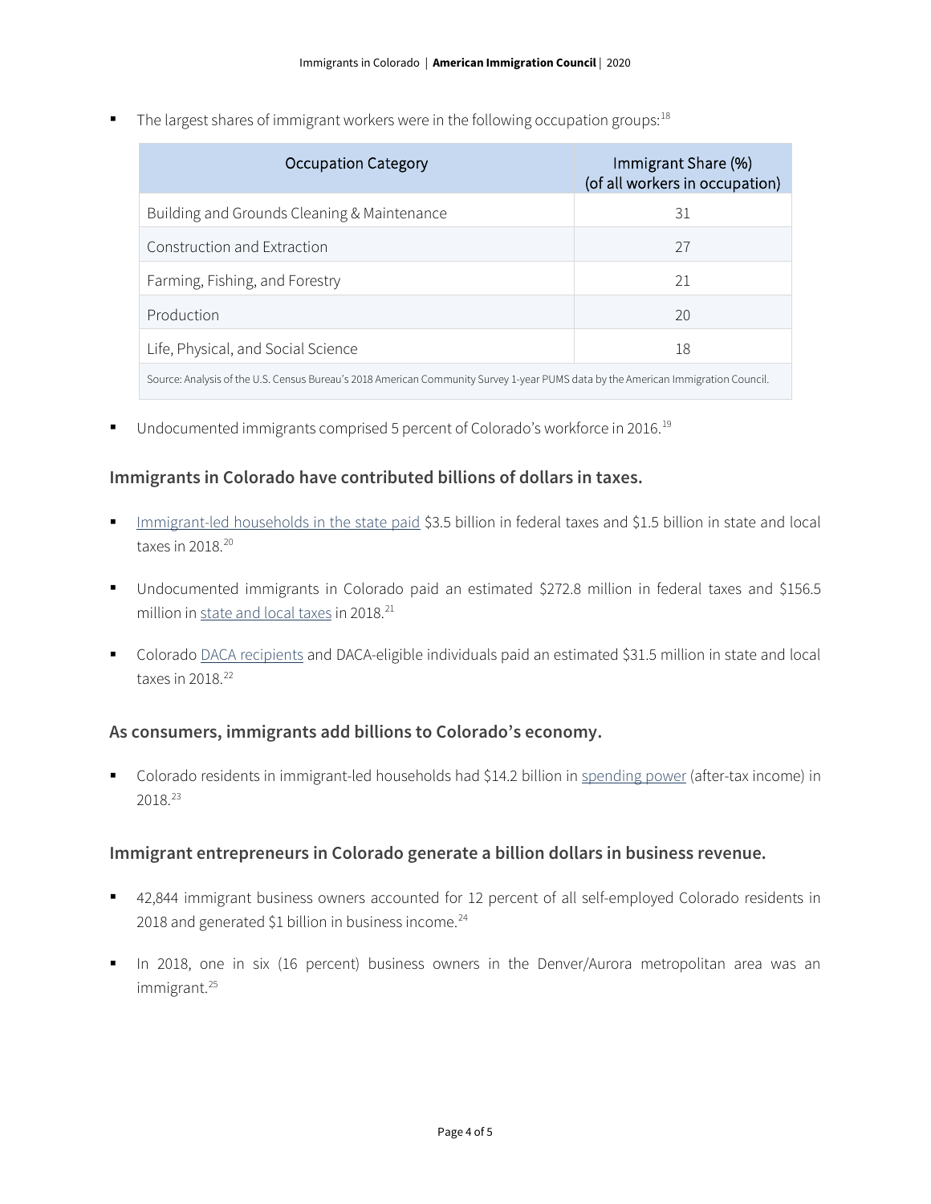- The largest shares of immigrant workers were in the following occupation groups:[18]

| Occupation Category | Immigrant Share (%) (of all workers in occupation) |
| --- | --- |
| Building and Grounds Cleaning & Maintenance | 31 |
| Construction and Extraction | 27 |
| Farming, Fishing, and Forestry | 21 |
| Production | 20 |
| Life, Physical, and Social Science | 18 |

Source: Analysis of the U.S. Census Bureau's 2018 American Community Survey 1-year PUMS data by the American Immigration Council.

- Undocumented immigrants comprised 5 percent of Colorado's workforce in 2016.[19]

### Immigrants in Colorado have contributed billions of dollars in taxes.

- Immigrant-led households in the state paid $3.5 billion in federal taxes and $1.5 billion in state and local taxes in 2018.[20]
- Undocumented immigrants in Colorado paid an estimated $272.8 million in federal taxes and $156.5 million in state and local taxes in 2018.[21]
- Colorado DACA recipients and DACA-eligible individuals paid an estimated $31.5 million in state and local taxes in 2018.[22]

### As consumers, immigrants add billions to Colorado's economy.

- Colorado residents in immigrant-led households had $14.2 billion in spending power (after-tax income) in 2018.[23]

### Immigrant entrepreneurs in Colorado generate a billion dollars in business revenue.

- 42,844 immigrant business owners accounted for 12 percent of all self-employed Colorado residents in 2018 and generated $1 billion in business income.[24]
- In 2018, one in six (16 percent) business owners in the Denver/Aurora metropolitan area was an immigrant.[25]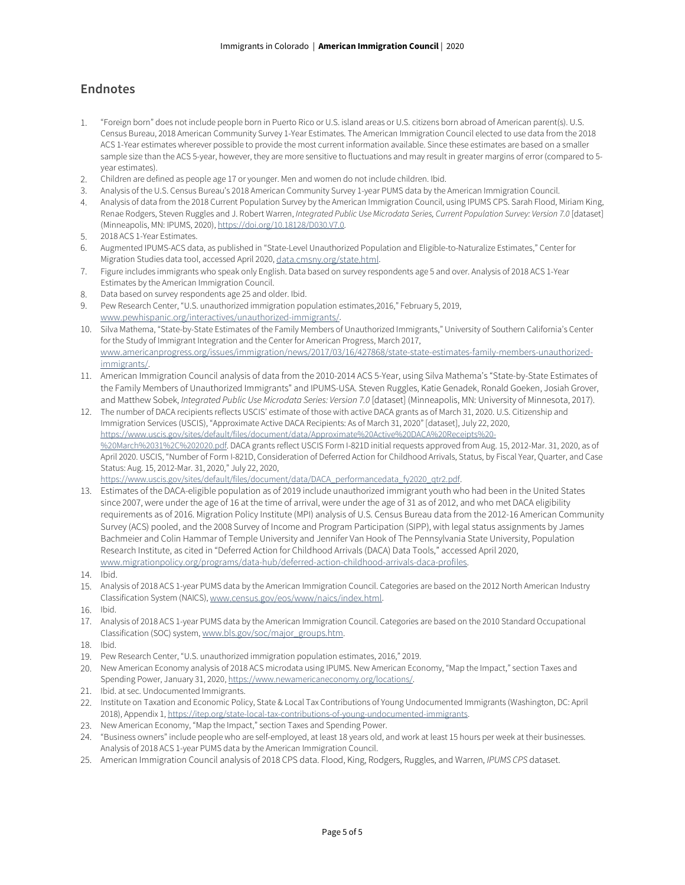## Endnotes

1. "Foreign born" does not include people born in Puerto Rico or U.S. island areas or U.S. citizens born abroad of American parent(s). U.S. Census Bureau, 2018 American Community Survey 1-Year Estimates. The American Immigration Council elected to use data from the 2018 ACS 1-Year estimates wherever possible to provide the most current information available. Since these estimates are based on a smaller sample size than the ACS 5-year, however, they are more sensitive to fluctuations and may result in greater margins of error (compared to 5-year estimates).
2. Children are defined as people age 17 or younger. Men and women do not include children. Ibid.
3. Analysis of the U.S. Census Bureau's 2018 American Community Survey 1-year PUMS data by the American Immigration Council.
4. Analysis of data from the 2018 Current Population Survey by the American Immigration Council, using IPUMS CPS. Sarah Flood, Miriam King, Renae Rodgers, Steven Ruggles and J. Robert Warren, *Integrated Public Use Microdata Series, Current Population Survey: Version 7.0* [dataset] (Minneapolis, MN: IPUMS, 2020), https://doi.org/10.18128/D030.V7.0.
5. 2018 ACS 1-Year Estimates.
6. Augmented IPUMS-ACS data, as published in "State-Level Unauthorized Population and Eligible-to-Naturalize Estimates," Center for Migration Studies data tool, accessed April 2020, data.cmsny.org/state.html.
7. Figure includes immigrants who speak only English. Data based on survey respondents age 5 and over. Analysis of 2018 ACS 1-Year Estimates by the American Immigration Council.
8. Data based on survey respondents age 25 and older. Ibid.
9. Pew Research Center, "U.S. unauthorized immigration population estimates,2016," February 5, 2019, www.pewhispanic.org/interactives/unauthorized-immigrants/.
10. Silva Mathema, "State-by-State Estimates of the Family Members of Unauthorized Immigrants," University of Southern California's Center for the Study of Immigrant Integration and the Center for American Progress, March 2017, www.americanprogress.org/issues/immigration/news/2017/03/16/427868/state-state-estimates-family-members-unauthorized-immigrants/.
11. American Immigration Council analysis of data from the 2010-2014 ACS 5-Year, using Silva Mathema's "State-by-State Estimates of the Family Members of Unauthorized Immigrants" and IPUMS-USA. Steven Ruggles, Katie Genadek, Ronald Goeken, Josiah Grover, and Matthew Sobek, *Integrated Public Use Microdata Series: Version 7.0* [dataset] (Minneapolis, MN: University of Minnesota, 2017).
12. The number of DACA recipients reflects USCIS' estimate of those with active DACA grants as of March 31, 2020. U.S. Citizenship and Immigration Services (USCIS), "Approximate Active DACA Recipients: As of March 31, 2020" [dataset], July 22, 2020, https://www.uscis.gov/sites/default/files/document/data/Approximate%20Active%20DACA%20Receipts%20-%20March%2031%2C%202020.pdf. DACA grants reflect USCIS Form I-821D initial requests approved from Aug. 15, 2012-Mar. 31, 2020, as of April 2020. USCIS, "Number of Form I-821D, Consideration of Deferred Action for Childhood Arrivals, Status, by Fiscal Year, Quarter, and Case Status: Aug. 15, 2012-Mar. 31, 2020," July 22, 2020, https://www.uscis.gov/sites/default/files/document/data/DACA_performancedata_fy2020_qtr2.pdf.
13. Estimates of the DACA-eligible population as of 2019 include unauthorized immigrant youth who had been in the United States since 2007, were under the age of 16 at the time of arrival, were under the age of 31 as of 2012, and who met DACA eligibility requirements as of 2016. Migration Policy Institute (MPI) analysis of U.S. Census Bureau data from the 2012-16 American Community Survey (ACS) pooled, and the 2008 Survey of Income and Program Participation (SIPP), with legal status assignments by James Bachmeier and Colin Hammar of Temple University and Jennifer Van Hook of The Pennsylvania State University, Population Research Institute, as cited in "Deferred Action for Childhood Arrivals (DACA) Data Tools," accessed April 2020, www.migrationpolicy.org/programs/data-hub/deferred-action-childhood-arrivals-daca-profiles.
14. Ibid.
15. Analysis of 2018 ACS 1-year PUMS data by the American Immigration Council. Categories are based on the 2012 North American Industry Classification System (NAICS), www.census.gov/eos/www/naics/index.html.
16. Ibid.
17. Analysis of 2018 ACS 1-year PUMS data by the American Immigration Council. Categories are based on the 2010 Standard Occupational Classification (SOC) system, www.bls.gov/soc/major_groups.htm.
18. Ibid.
19. Pew Research Center, "U.S. unauthorized immigration population estimates, 2016," 2019.
20. New American Economy analysis of 2018 ACS microdata using IPUMS. New American Economy, "Map the Impact," section Taxes and Spending Power, January 31, 2020, https://www.newamericaneconomy.org/locations/.
21. Ibid. at sec. Undocumented Immigrants.
22. Institute on Taxation and Economic Policy, State & Local Tax Contributions of Young Undocumented Immigrants (Washington, DC: April 2018), Appendix 1, https://itep.org/state-local-tax-contributions-of-young-undocumented-immigrants.
23. New American Economy, "Map the Impact," section Taxes and Spending Power.
24. "Business owners" include people who are self-employed, at least 18 years old, and work at least 15 hours per week at their businesses. Analysis of 2018 ACS 1-year PUMS data by the American Immigration Council.
25. American Immigration Council analysis of 2018 CPS data. Flood, King, Rodgers, Ruggles, and Warren, *IPUMS CPS* dataset.